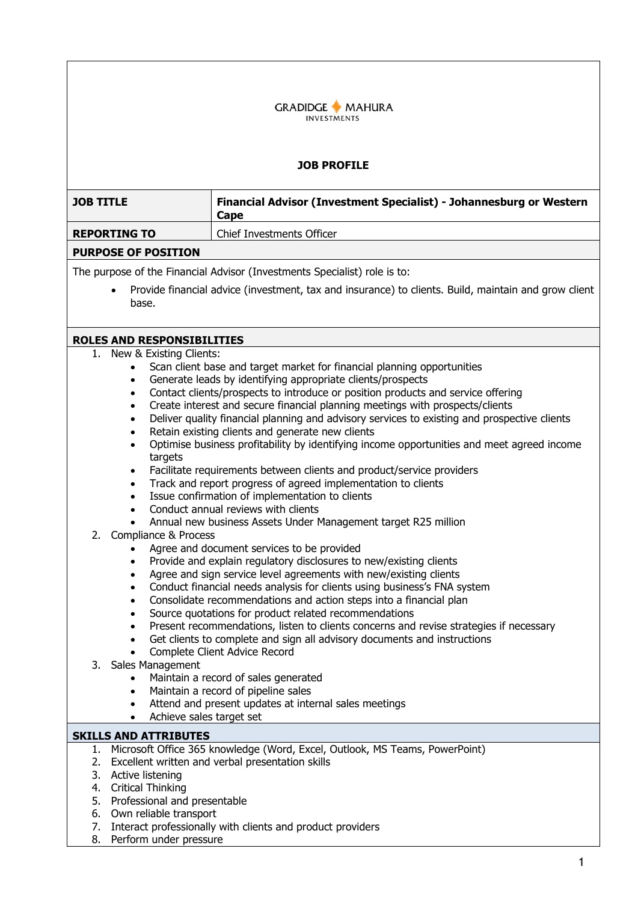GRADIDGE MAHURA
INVESTMENTS

# JOB PROFILE

| JOB TITLE | Financial Advisor (Investment Specialist) - Johannesburg or Western Cape |
| --- | --- |
| REPORTING TO | Chief Investments Officer |

## PURPOSE OF POSITION

The purpose of the Financial Advisor (Investments Specialist) role is to:

- Provide financial advice (investment, tax and insurance) to clients. Build, maintain and grow client base.

## ROLES AND RESPONSIBILITIES

1. New & Existing Clients:
   - Scan client base and target market for financial planning opportunities
   - Generate leads by identifying appropriate clients/prospects
   - Contact clients/prospects to introduce or position products and service offering
   - Create interest and secure financial planning meetings with prospects/clients
   - Deliver quality financial planning and advisory services to existing and prospective clients
   - Retain existing clients and generate new clients
   - Optimise business profitability by identifying income opportunities and meet agreed income targets
   - Facilitate requirements between clients and product/service providers
   - Track and report progress of agreed implementation to clients
   - Issue confirmation of implementation to clients
   - Conduct annual reviews with clients
   - Annual new business Assets Under Management target R25 million
2. Compliance & Process
   - Agree and document services to be provided
   - Provide and explain regulatory disclosures to new/existing clients
   - Agree and sign service level agreements with new/existing clients
   - Conduct financial needs analysis for clients using business's FNA system
   - Consolidate recommendations and action steps into a financial plan
   - Source quotations for product related recommendations
   - Present recommendations, listen to clients concerns and revise strategies if necessary
   - Get clients to complete and sign all advisory documents and instructions
   - Complete Client Advice Record
3. Sales Management
   - Maintain a record of sales generated
   - Maintain a record of pipeline sales
   - Attend and present updates at internal sales meetings
   - Achieve sales target set

## SKILLS AND ATTRIBUTES

1. Microsoft Office 365 knowledge (Word, Excel, Outlook, MS Teams, PowerPoint)
2. Excellent written and verbal presentation skills
3. Active listening
4. Critical Thinking
5. Professional and presentable
6. Own reliable transport
7. Interact professionally with clients and product providers
8. Perform under pressure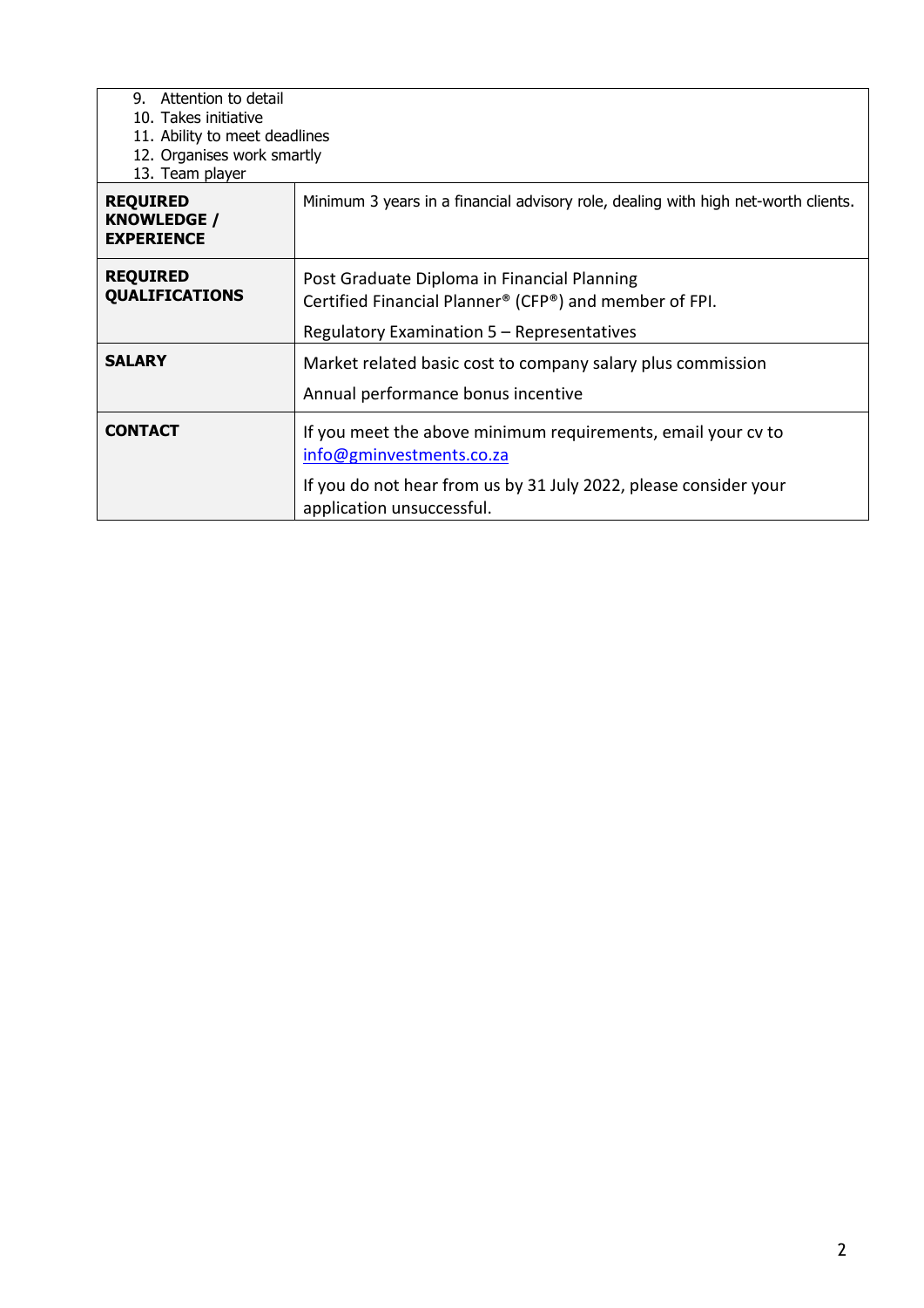| | |
|---|---|
| 9. Attention to detail<br>10. Takes initiative<br>11. Ability to meet deadlines<br>12. Organises work smartly<br>13. Team player | |
| **REQUIRED KNOWLEDGE / EXPERIENCE** | Minimum 3 years in a financial advisory role, dealing with high net-worth clients. |
| **REQUIRED QUALIFICATIONS** | Post Graduate Diploma in Financial Planning<br>Certified Financial Planner® (CFP®) and member of FPI.<br>Regulatory Examination 5 – Representatives |
| **SALARY** | Market related basic cost to company salary plus commission<br>Annual performance bonus incentive |
| **CONTACT** | If you meet the above minimum requirements, email your cv to info@gminvestments.co.za<br>If you do not hear from us by 31 July 2022, please consider your application unsuccessful. |